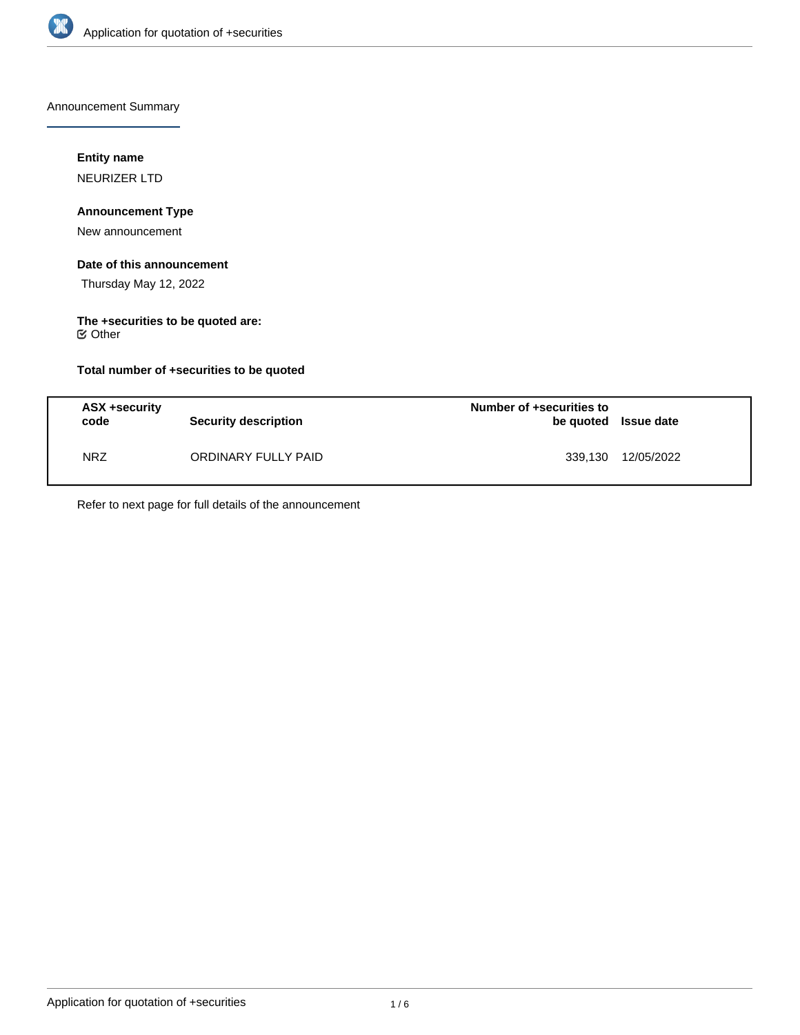## Announcement Summary

**Entity name**

NEURIZER LTD

**Announcement Type**

New announcement

**Date of this announcement**

Thursday May 12, 2022

**The +securities to be quoted are:**

☑ Other

**Total number of +securities to be quoted**

| ASX +security code | Security description | Number of +securities to be quoted | Issue date |
|---|---|---|---|
| NRZ | ORDINARY FULLY PAID | 339,130 | 12/05/2022 |

Refer to next page for full details of the announcement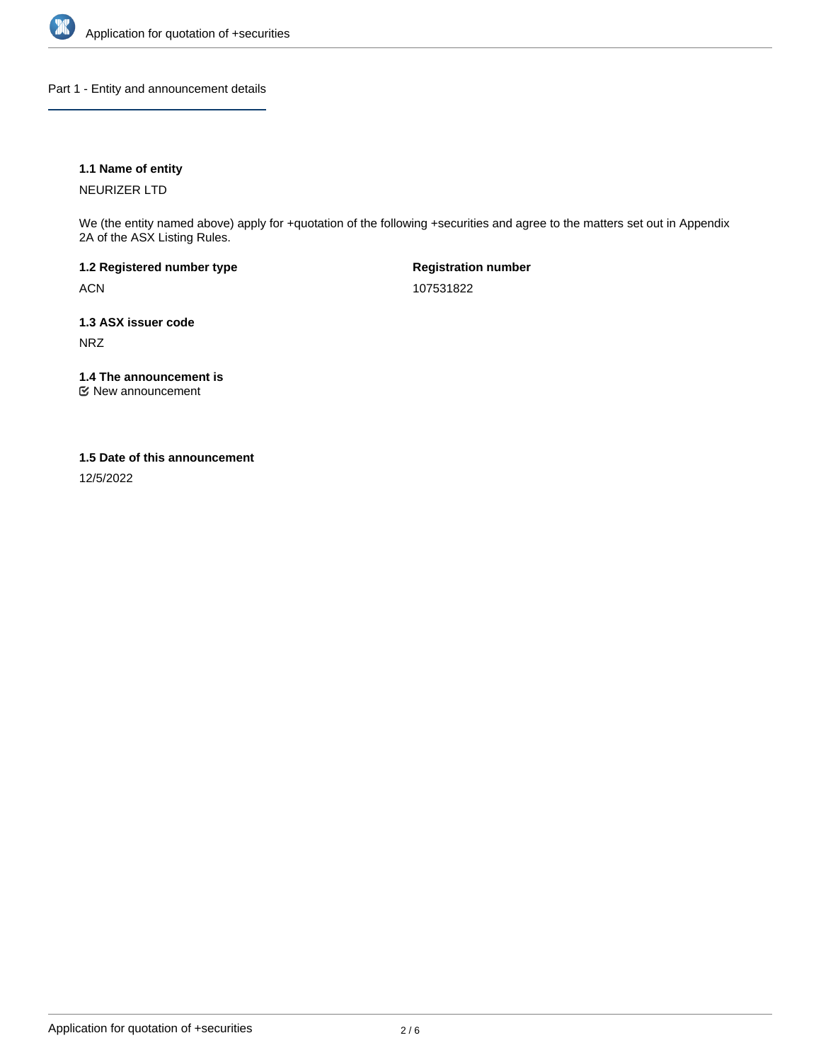## Part 1 - Entity and announcement details

**1.1 Name of entity**

NEURIZER LTD

We (the entity named above) apply for +quotation of the following +securities and agree to the matters set out in Appendix 2A of the ASX Listing Rules.

**1.2 Registered number type**

ACN

**Registration number**

107531822

**1.3 ASX issuer code**

NRZ

**1.4 The announcement is**

☑ New announcement

**1.5 Date of this announcement**

12/5/2022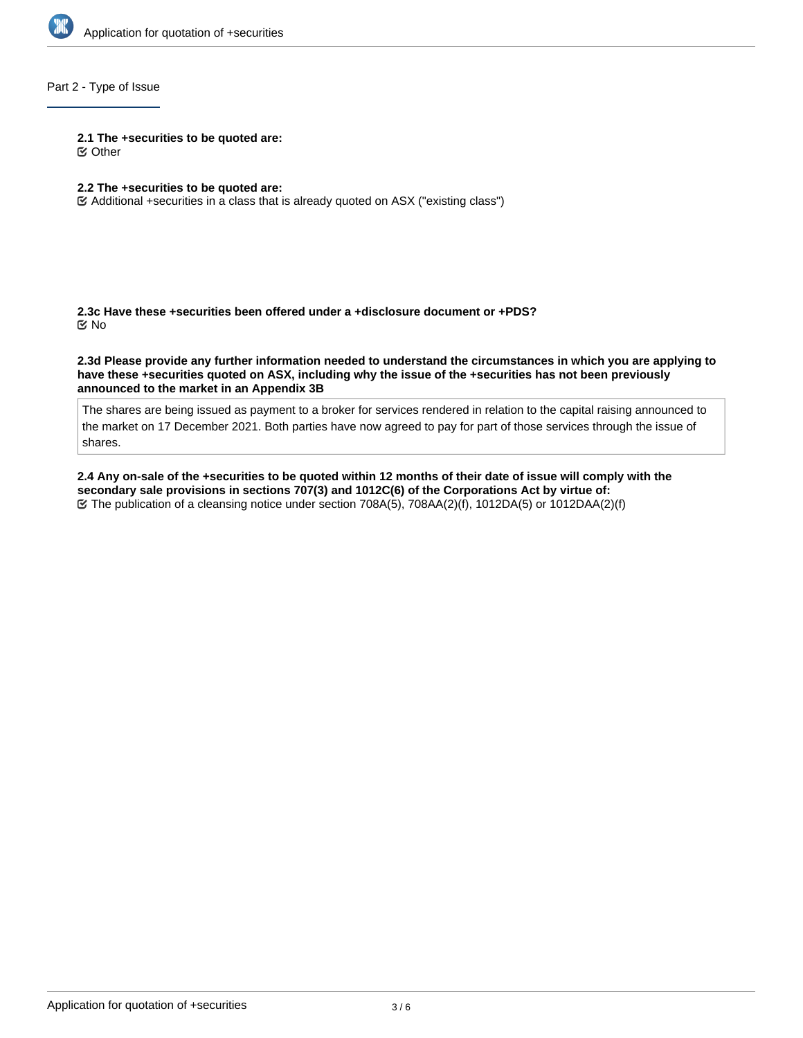## Part 2 - Type of Issue

**2.1 The +securities to be quoted are:**

☑ Other

**2.2 The +securities to be quoted are:**

☑ Additional +securities in a class that is already quoted on ASX ("existing class")

**2.3c Have these +securities been offered under a +disclosure document or +PDS?**

☑ No

**2.3d Please provide any further information needed to understand the circumstances in which you are applying to have these +securities quoted on ASX, including why the issue of the +securities has not been previously announced to the market in an Appendix 3B**

The shares are being issued as payment to a broker for services rendered in relation to the capital raising announced to the market on 17 December 2021. Both parties have now agreed to pay for part of those services through the issue of shares.

**2.4 Any on-sale of the +securities to be quoted within 12 months of their date of issue will comply with the secondary sale provisions in sections 707(3) and 1012C(6) of the Corporations Act by virtue of:**

☑ The publication of a cleansing notice under section 708A(5), 708AA(2)(f), 1012DA(5) or 1012DAA(2)(f)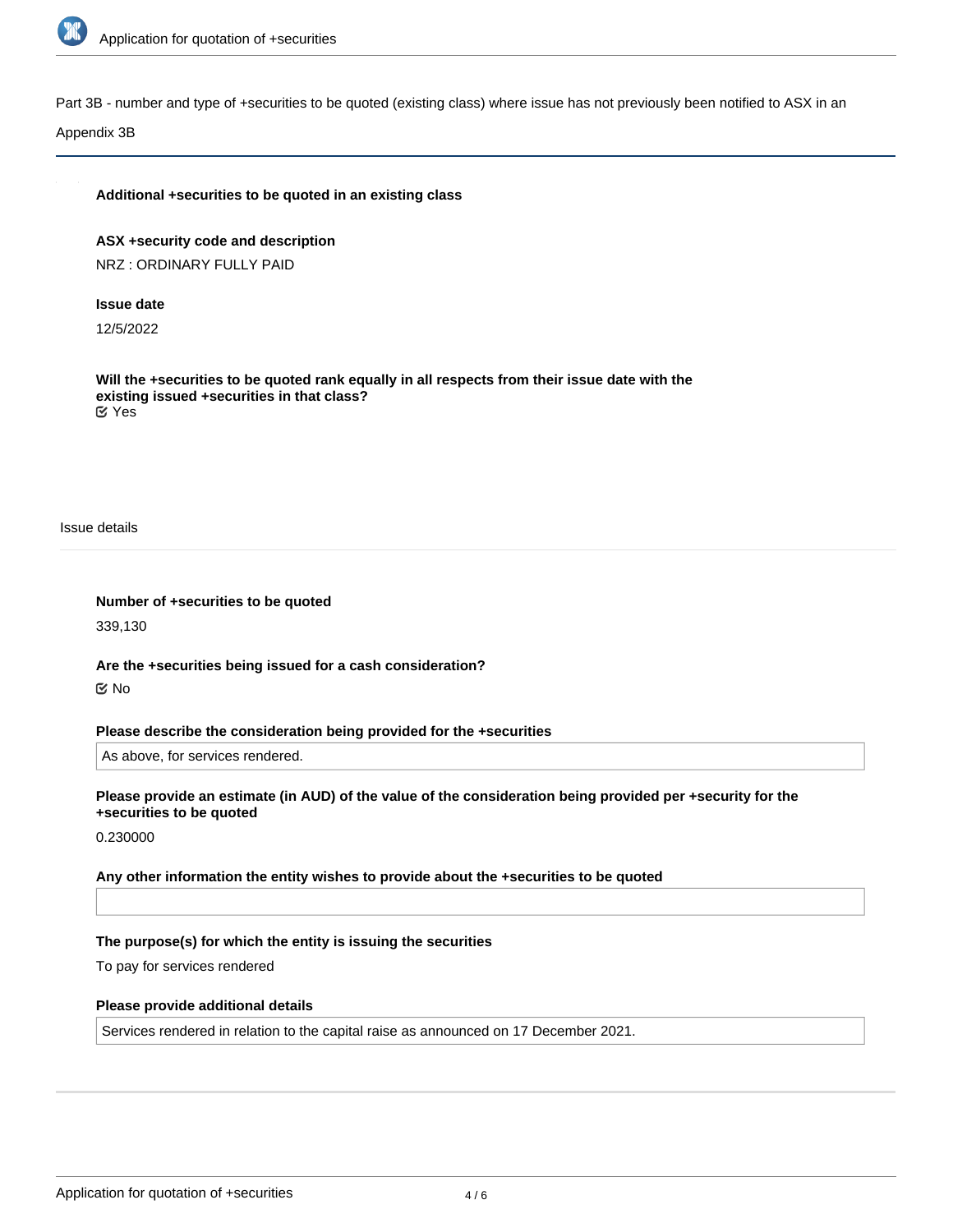Part 3B - number and type of +securities to be quoted (existing class) where issue has not previously been notified to ASX in an Appendix 3B

**Additional +securities to be quoted in an existing class**

**ASX +security code and description**

NRZ : ORDINARY FULLY PAID

**Issue date**

12/5/2022

**Will the +securities to be quoted rank equally in all respects from their issue date with the existing issued +securities in that class?**

☑ Yes

Issue details

**Number of +securities to be quoted**

339,130

**Are the +securities being issued for a cash consideration?**

☑ No

**Please describe the consideration being provided for the +securities**

As above, for services rendered.

**Please provide an estimate (in AUD) of the value of the consideration being provided per +security for the +securities to be quoted**

0.230000

**Any other information the entity wishes to provide about the +securities to be quoted**

**The purpose(s) for which the entity is issuing the securities**

To pay for services rendered

**Please provide additional details**

Services rendered in relation to the capital raise as announced on 17 December 2021.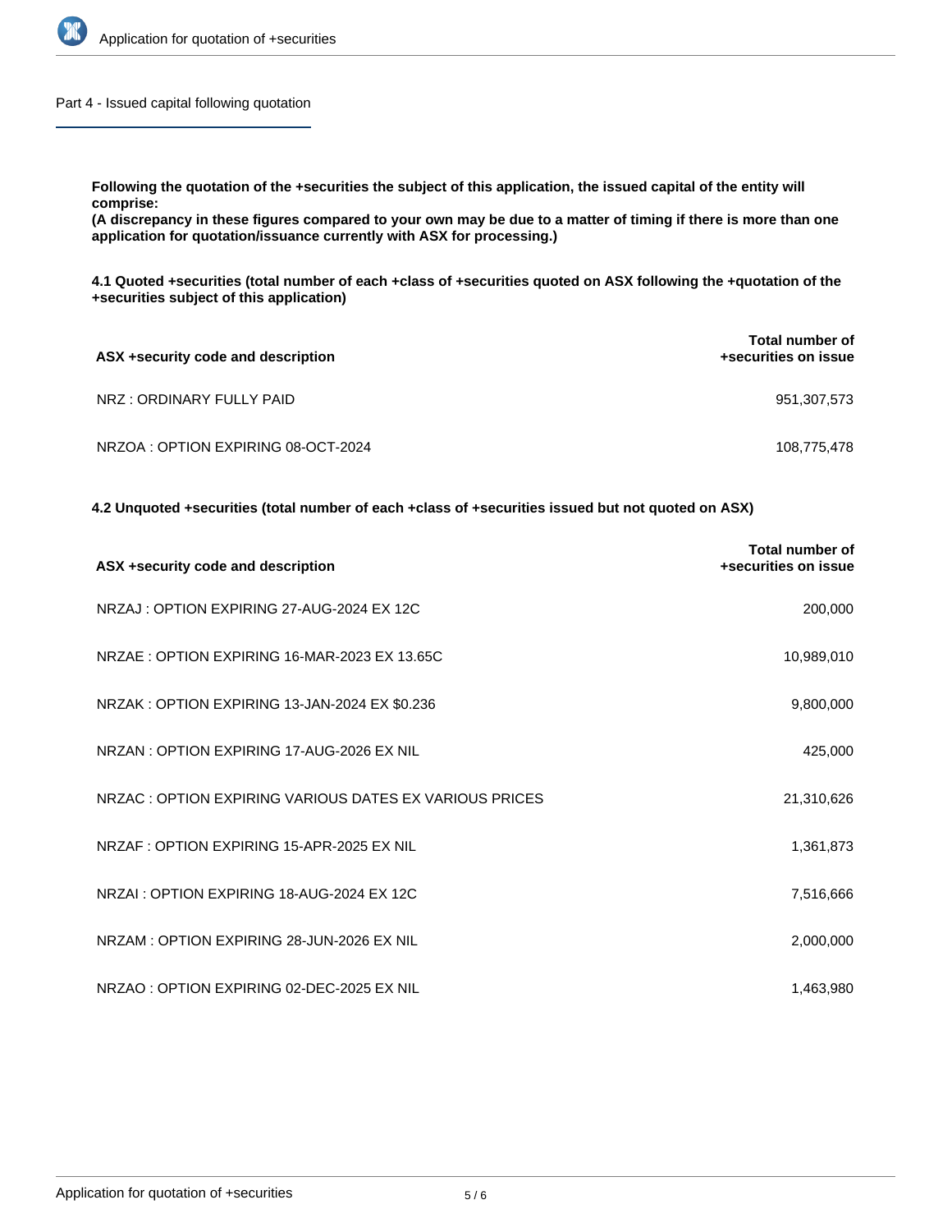## Part 4 - Issued capital following quotation

**Following the quotation of the +securities the subject of this application, the issued capital of the entity will comprise:**
**(A discrepancy in these figures compared to your own may be due to a matter of timing if there is more than one application for quotation/issuance currently with ASX for processing.)**

**4.1 Quoted +securities (total number of each +class of +securities quoted on ASX following the +quotation of the +securities subject of this application)**

| ASX +security code and description | Total number of +securities on issue |
| --- | --- |
| NRZ : ORDINARY FULLY PAID | 951,307,573 |
| NRZOA : OPTION EXPIRING 08-OCT-2024 | 108,775,478 |

**4.2 Unquoted +securities (total number of each +class of +securities issued but not quoted on ASX)**

| ASX +security code and description | Total number of +securities on issue |
| --- | --- |
| NRZAJ : OPTION EXPIRING 27-AUG-2024 EX 12C | 200,000 |
| NRZAE : OPTION EXPIRING 16-MAR-2023 EX 13.65C | 10,989,010 |
| NRZAK : OPTION EXPIRING 13-JAN-2024 EX $0.236 | 9,800,000 |
| NRZAN : OPTION EXPIRING 17-AUG-2026 EX NIL | 425,000 |
| NRZAC : OPTION EXPIRING VARIOUS DATES EX VARIOUS PRICES | 21,310,626 |
| NRZAF : OPTION EXPIRING 15-APR-2025 EX NIL | 1,361,873 |
| NRZAI : OPTION EXPIRING 18-AUG-2024 EX 12C | 7,516,666 |
| NRZAM : OPTION EXPIRING 28-JUN-2026 EX NIL | 2,000,000 |
| NRZAO : OPTION EXPIRING 02-DEC-2025 EX NIL | 1,463,980 |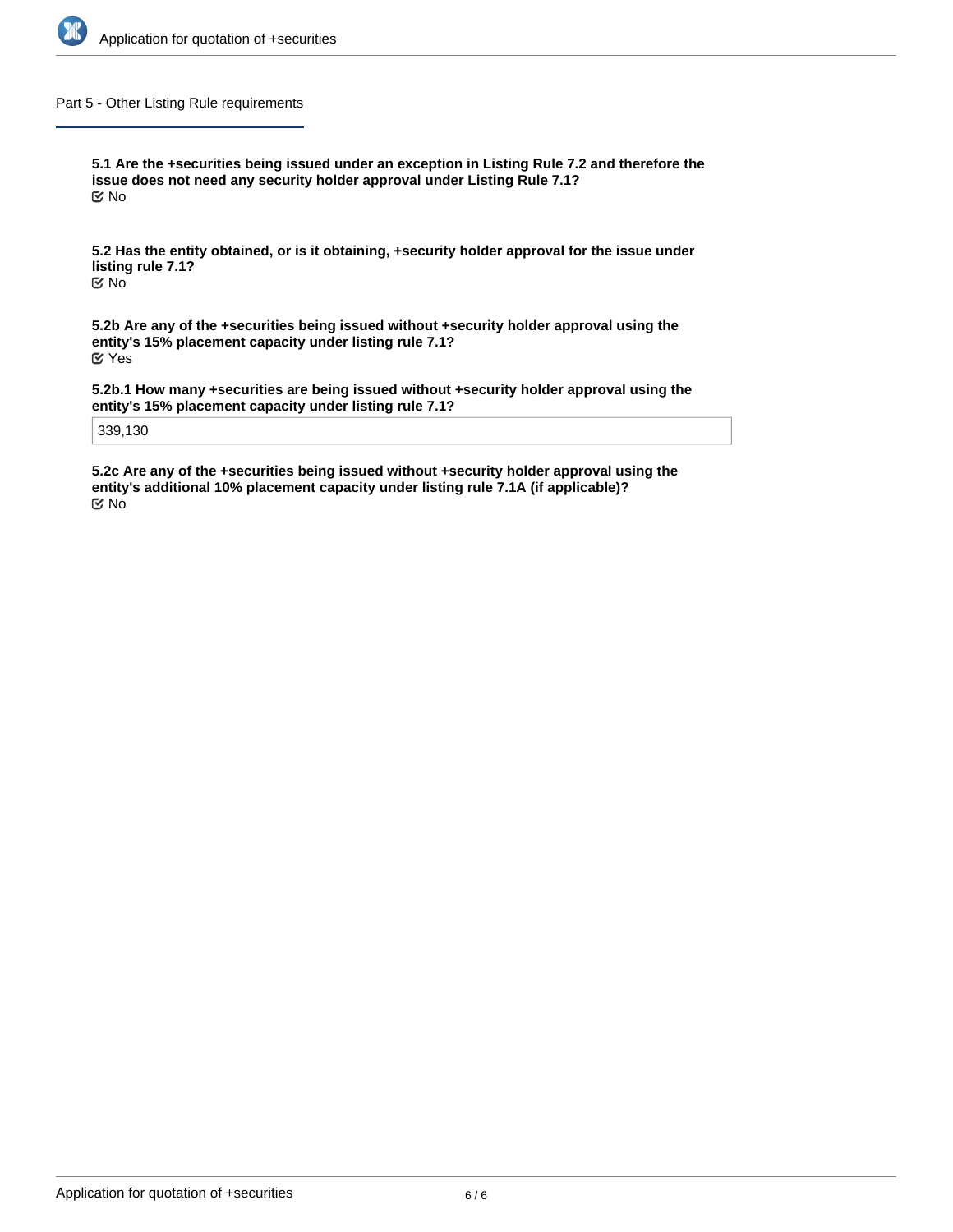## Part 5 - Other Listing Rule requirements

**5.1 Are the +securities being issued under an exception in Listing Rule 7.2 and therefore the issue does not need any security holder approval under Listing Rule 7.1?**
No

**5.2 Has the entity obtained, or is it obtaining, +security holder approval for the issue under listing rule 7.1?**
No

**5.2b Are any of the +securities being issued without +security holder approval using the entity's 15% placement capacity under listing rule 7.1?**
Yes

**5.2b.1 How many +securities are being issued without +security holder approval using the entity's 15% placement capacity under listing rule 7.1?**

339,130

**5.2c Are any of the +securities being issued without +security holder approval using the entity's additional 10% placement capacity under listing rule 7.1A (if applicable)?**
No